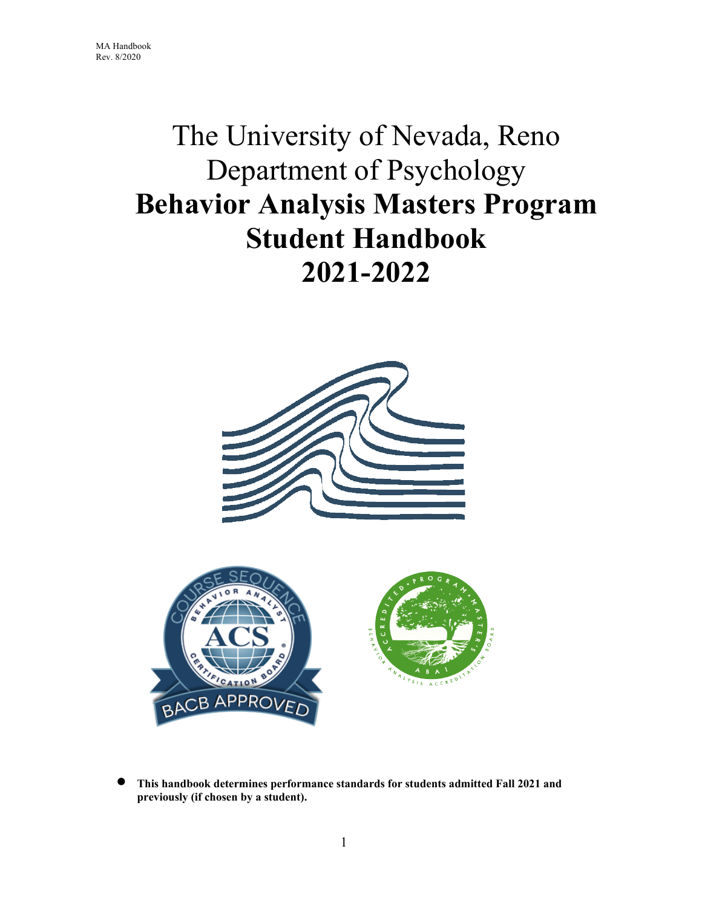MA Handbook
Rev. 8/2020

# The University of Nevada, Reno
# Department of Psychology
# **Behavior Analysis Masters Program Student Handbook 2021-2022**

- **This handbook determines performance standards for students admitted Fall 2021 and previously (if chosen by a student).**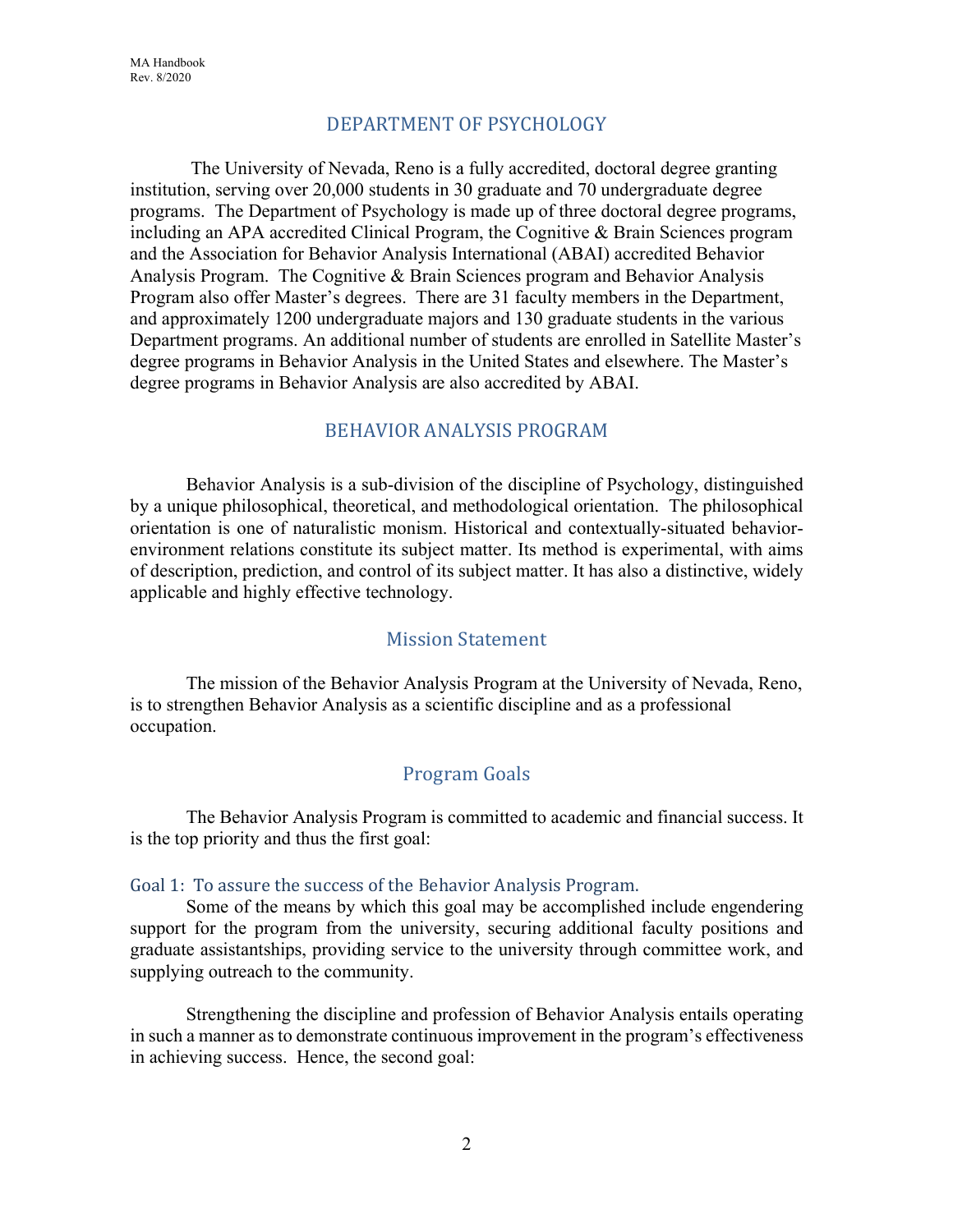## DEPARTMENT OF PSYCHOLOGY

The University of Nevada, Reno is a fully accredited, doctoral degree granting institution, serving over 20,000 students in 30 graduate and 70 undergraduate degree programs. The Department of Psychology is made up of three doctoral degree programs, including an APA accredited Clinical Program, the Cognitive & Brain Sciences program and the Association for Behavior Analysis International (ABAI) accredited Behavior Analysis Program. The Cognitive & Brain Sciences program and Behavior Analysis Program also offer Master's degrees. There are 31 faculty members in the Department, and approximately 1200 undergraduate majors and 130 graduate students in the various Department programs. An additional number of students are enrolled in Satellite Master's degree programs in Behavior Analysis in the United States and elsewhere. The Master's degree programs in Behavior Analysis are also accredited by ABAI.

## BEHAVIOR ANALYSIS PROGRAM

Behavior Analysis is a sub-division of the discipline of Psychology, distinguished by a unique philosophical, theoretical, and methodological orientation. The philosophical orientation is one of naturalistic monism. Historical and contextually-situated behavior-environment relations constitute its subject matter. Its method is experimental, with aims of description, prediction, and control of its subject matter. It has also a distinctive, widely applicable and highly effective technology.

### Mission Statement

The mission of the Behavior Analysis Program at the University of Nevada, Reno, is to strengthen Behavior Analysis as a scientific discipline and as a professional occupation.

### Program Goals

The Behavior Analysis Program is committed to academic and financial success. It is the top priority and thus the first goal:

#### Goal 1: To assure the success of the Behavior Analysis Program.

Some of the means by which this goal may be accomplished include engendering support for the program from the university, securing additional faculty positions and graduate assistantships, providing service to the university through committee work, and supplying outreach to the community.

Strengthening the discipline and profession of Behavior Analysis entails operating in such a manner as to demonstrate continuous improvement in the program's effectiveness in achieving success. Hence, the second goal: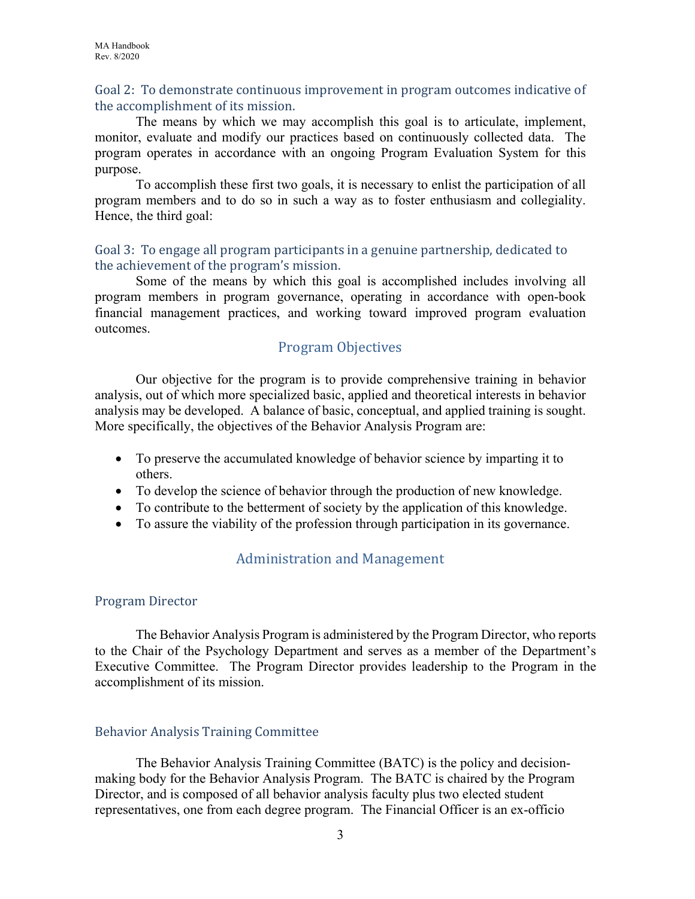### Goal 2: To demonstrate continuous improvement in program outcomes indicative of the accomplishment of its mission.

The means by which we may accomplish this goal is to articulate, implement, monitor, evaluate and modify our practices based on continuously collected data. The program operates in accordance with an ongoing Program Evaluation System for this purpose.

To accomplish these first two goals, it is necessary to enlist the participation of all program members and to do so in such a way as to foster enthusiasm and collegiality. Hence, the third goal:

### Goal 3: To engage all program participants in a genuine partnership, dedicated to the achievement of the program's mission.

Some of the means by which this goal is accomplished includes involving all program members in program governance, operating in accordance with open-book financial management practices, and working toward improved program evaluation outcomes.

## Program Objectives

Our objective for the program is to provide comprehensive training in behavior analysis, out of which more specialized basic, applied and theoretical interests in behavior analysis may be developed. A balance of basic, conceptual, and applied training is sought. More specifically, the objectives of the Behavior Analysis Program are:

- To preserve the accumulated knowledge of behavior science by imparting it to others.
- To develop the science of behavior through the production of new knowledge.
- To contribute to the betterment of society by the application of this knowledge.
- To assure the viability of the profession through participation in its governance.

## Administration and Management

### Program Director

The Behavior Analysis Program is administered by the Program Director, who reports to the Chair of the Psychology Department and serves as a member of the Department's Executive Committee. The Program Director provides leadership to the Program in the accomplishment of its mission.

### Behavior Analysis Training Committee

The Behavior Analysis Training Committee (BATC) is the policy and decision-making body for the Behavior Analysis Program. The BATC is chaired by the Program Director, and is composed of all behavior analysis faculty plus two elected student representatives, one from each degree program. The Financial Officer is an ex-officio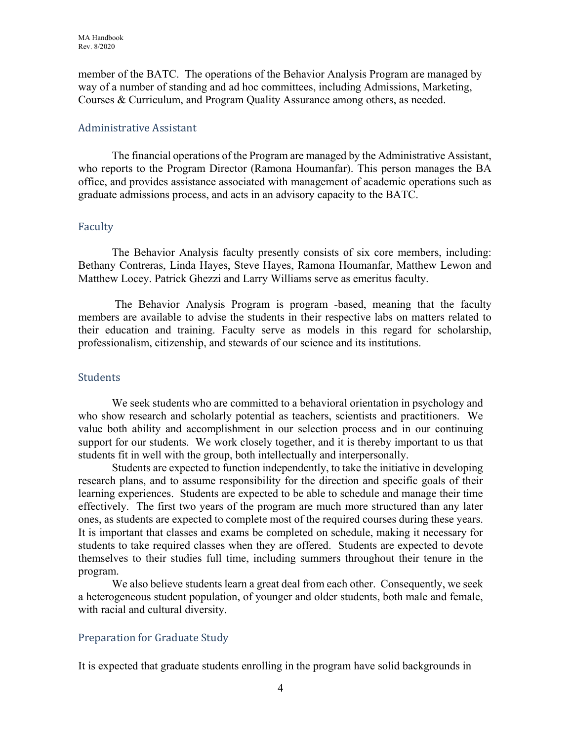member of the BATC. The operations of the Behavior Analysis Program are managed by way of a number of standing and ad hoc committees, including Admissions, Marketing, Courses & Curriculum, and Program Quality Assurance among others, as needed.

## Administrative Assistant

The financial operations of the Program are managed by the Administrative Assistant, who reports to the Program Director (Ramona Houmanfar). This person manages the BA office, and provides assistance associated with management of academic operations such as graduate admissions process, and acts in an advisory capacity to the BATC.

## Faculty

The Behavior Analysis faculty presently consists of six core members, including: Bethany Contreras, Linda Hayes, Steve Hayes, Ramona Houmanfar, Matthew Lewon and Matthew Locey. Patrick Ghezzi and Larry Williams serve as emeritus faculty.

The Behavior Analysis Program is program -based, meaning that the faculty members are available to advise the students in their respective labs on matters related to their education and training. Faculty serve as models in this regard for scholarship, professionalism, citizenship, and stewards of our science and its institutions.

## Students

We seek students who are committed to a behavioral orientation in psychology and who show research and scholarly potential as teachers, scientists and practitioners. We value both ability and accomplishment in our selection process and in our continuing support for our students. We work closely together, and it is thereby important to us that students fit in well with the group, both intellectually and interpersonally.

Students are expected to function independently, to take the initiative in developing research plans, and to assume responsibility for the direction and specific goals of their learning experiences. Students are expected to be able to schedule and manage their time effectively. The first two years of the program are much more structured than any later ones, as students are expected to complete most of the required courses during these years. It is important that classes and exams be completed on schedule, making it necessary for students to take required classes when they are offered. Students are expected to devote themselves to their studies full time, including summers throughout their tenure in the program.

We also believe students learn a great deal from each other. Consequently, we seek a heterogeneous student population, of younger and older students, both male and female, with racial and cultural diversity.

## Preparation for Graduate Study

It is expected that graduate students enrolling in the program have solid backgrounds in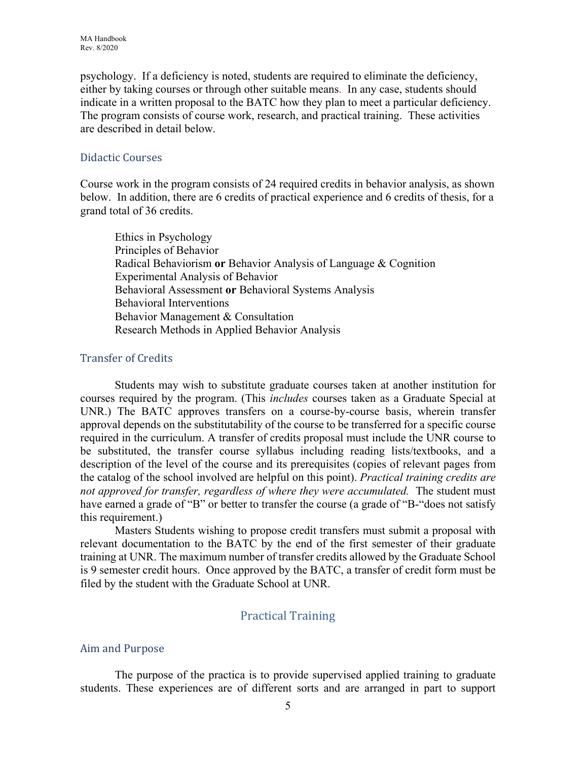psychology. If a deficiency is noted, students are required to eliminate the deficiency, either by taking courses or through other suitable means. In any case, students should indicate in a written proposal to the BATC how they plan to meet a particular deficiency. The program consists of course work, research, and practical training. These activities are described in detail below.

### Didactic Courses

Course work in the program consists of 24 required credits in behavior analysis, as shown below. In addition, there are 6 credits of practical experience and 6 credits of thesis, for a grand total of 36 credits.

Ethics in Psychology  
Principles of Behavior  
Radical Behaviorism **or** Behavior Analysis of Language & Cognition  
Experimental Analysis of Behavior  
Behavioral Assessment **or** Behavioral Systems Analysis  
Behavioral Interventions  
Behavior Management & Consultation  
Research Methods in Applied Behavior Analysis

### Transfer of Credits

Students may wish to substitute graduate courses taken at another institution for courses required by the program. (This *includes* courses taken as a Graduate Special at UNR.) The BATC approves transfers on a course-by-course basis, wherein transfer approval depends on the substitutability of the course to be transferred for a specific course required in the curriculum. A transfer of credits proposal must include the UNR course to be substituted, the transfer course syllabus including reading lists/textbooks, and a description of the level of the course and its prerequisites (copies of relevant pages from the catalog of the school involved are helpful on this point). *Practical training credits are not approved for transfer, regardless of where they were accumulated.* The student must have earned a grade of "B" or better to transfer the course (a grade of "B-"does not satisfy this requirement.)

Masters Students wishing to propose credit transfers must submit a proposal with relevant documentation to the BATC by the end of the first semester of their graduate training at UNR. The maximum number of transfer credits allowed by the Graduate School is 9 semester credit hours. Once approved by the BATC, a transfer of credit form must be filed by the student with the Graduate School at UNR.

## Practical Training

### Aim and Purpose

The purpose of the practica is to provide supervised applied training to graduate students. These experiences are of different sorts and are arranged in part to support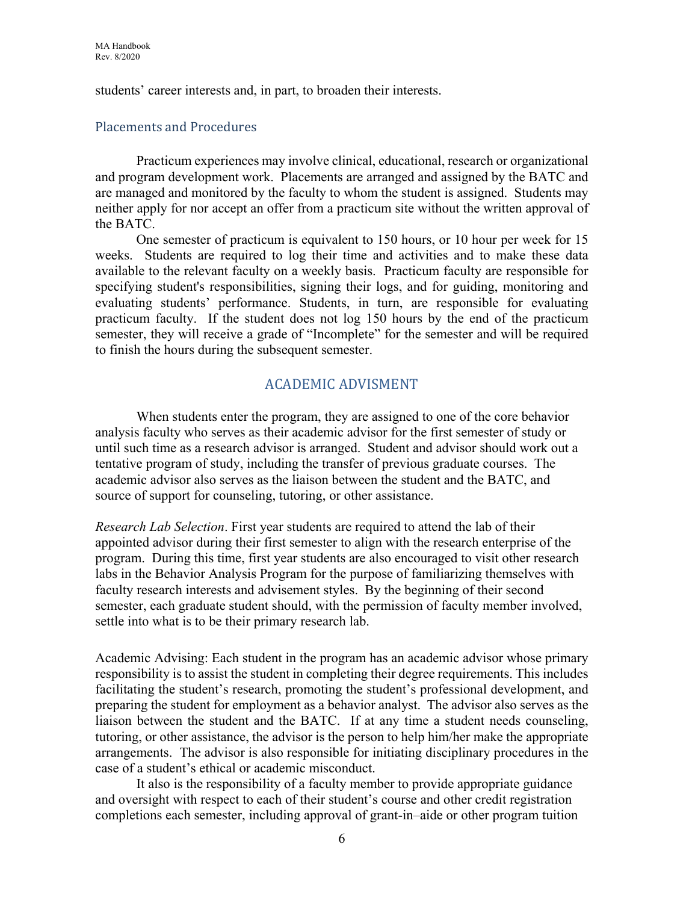students' career interests and, in part, to broaden their interests.

### Placements and Procedures

Practicum experiences may involve clinical, educational, research or organizational and program development work. Placements are arranged and assigned by the BATC and are managed and monitored by the faculty to whom the student is assigned. Students may neither apply for nor accept an offer from a practicum site without the written approval of the BATC.

One semester of practicum is equivalent to 150 hours, or 10 hour per week for 15 weeks. Students are required to log their time and activities and to make these data available to the relevant faculty on a weekly basis. Practicum faculty are responsible for specifying student's responsibilities, signing their logs, and for guiding, monitoring and evaluating students' performance. Students, in turn, are responsible for evaluating practicum faculty. If the student does not log 150 hours by the end of the practicum semester, they will receive a grade of "Incomplete" for the semester and will be required to finish the hours during the subsequent semester.

## ACADEMIC ADVISMENT

When students enter the program, they are assigned to one of the core behavior analysis faculty who serves as their academic advisor for the first semester of study or until such time as a research advisor is arranged. Student and advisor should work out a tentative program of study, including the transfer of previous graduate courses. The academic advisor also serves as the liaison between the student and the BATC, and source of support for counseling, tutoring, or other assistance.

*Research Lab Selection*. First year students are required to attend the lab of their appointed advisor during their first semester to align with the research enterprise of the program. During this time, first year students are also encouraged to visit other research labs in the Behavior Analysis Program for the purpose of familiarizing themselves with faculty research interests and advisement styles. By the beginning of their second semester, each graduate student should, with the permission of faculty member involved, settle into what is to be their primary research lab.

Academic Advising: Each student in the program has an academic advisor whose primary responsibility is to assist the student in completing their degree requirements. This includes facilitating the student's research, promoting the student's professional development, and preparing the student for employment as a behavior analyst. The advisor also serves as the liaison between the student and the BATC. If at any time a student needs counseling, tutoring, or other assistance, the advisor is the person to help him/her make the appropriate arrangements. The advisor is also responsible for initiating disciplinary procedures in the case of a student's ethical or academic misconduct.

It also is the responsibility of a faculty member to provide appropriate guidance and oversight with respect to each of their student's course and other credit registration completions each semester, including approval of grant-in–aide or other program tuition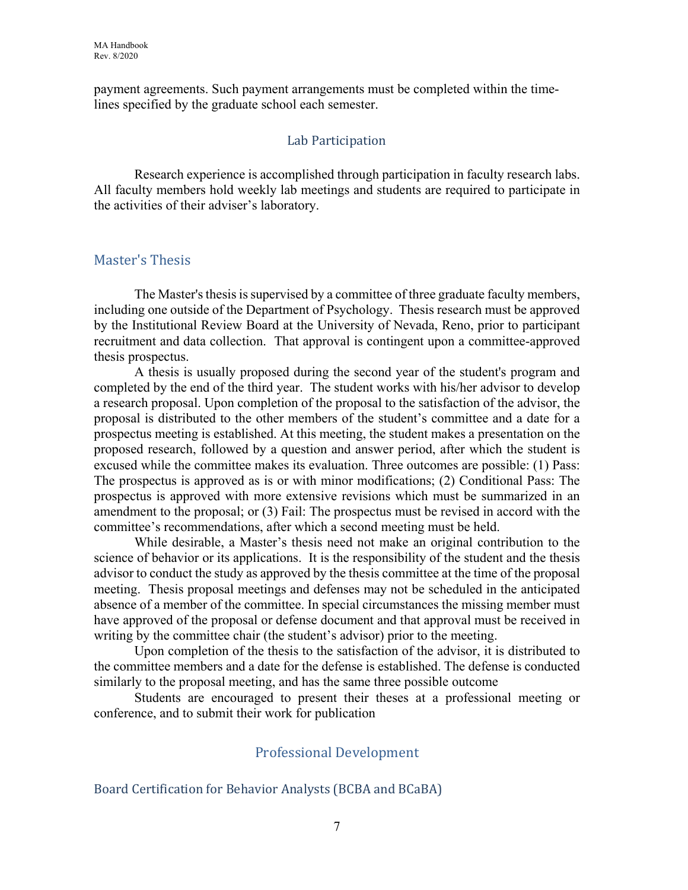payment agreements. Such payment arrangements must be completed within the time-lines specified by the graduate school each semester.

### Lab Participation

Research experience is accomplished through participation in faculty research labs. All faculty members hold weekly lab meetings and students are required to participate in the activities of their adviser's laboratory.

## Master's Thesis

The Master's thesis is supervised by a committee of three graduate faculty members, including one outside of the Department of Psychology. Thesis research must be approved by the Institutional Review Board at the University of Nevada, Reno, prior to participant recruitment and data collection. That approval is contingent upon a committee-approved thesis prospectus.

A thesis is usually proposed during the second year of the student's program and completed by the end of the third year. The student works with his/her advisor to develop a research proposal. Upon completion of the proposal to the satisfaction of the advisor, the proposal is distributed to the other members of the student's committee and a date for a prospectus meeting is established. At this meeting, the student makes a presentation on the proposed research, followed by a question and answer period, after which the student is excused while the committee makes its evaluation. Three outcomes are possible: (1) Pass: The prospectus is approved as is or with minor modifications; (2) Conditional Pass: The prospectus is approved with more extensive revisions which must be summarized in an amendment to the proposal; or (3) Fail: The prospectus must be revised in accord with the committee's recommendations, after which a second meeting must be held.

While desirable, a Master's thesis need not make an original contribution to the science of behavior or its applications. It is the responsibility of the student and the thesis advisor to conduct the study as approved by the thesis committee at the time of the proposal meeting. Thesis proposal meetings and defenses may not be scheduled in the anticipated absence of a member of the committee. In special circumstances the missing member must have approved of the proposal or defense document and that approval must be received in writing by the committee chair (the student's advisor) prior to the meeting.

Upon completion of the thesis to the satisfaction of the advisor, it is distributed to the committee members and a date for the defense is established. The defense is conducted similarly to the proposal meeting, and has the same three possible outcome

Students are encouraged to present their theses at a professional meeting or conference, and to submit their work for publication

## Professional Development

### Board Certification for Behavior Analysts (BCBA and BCaBA)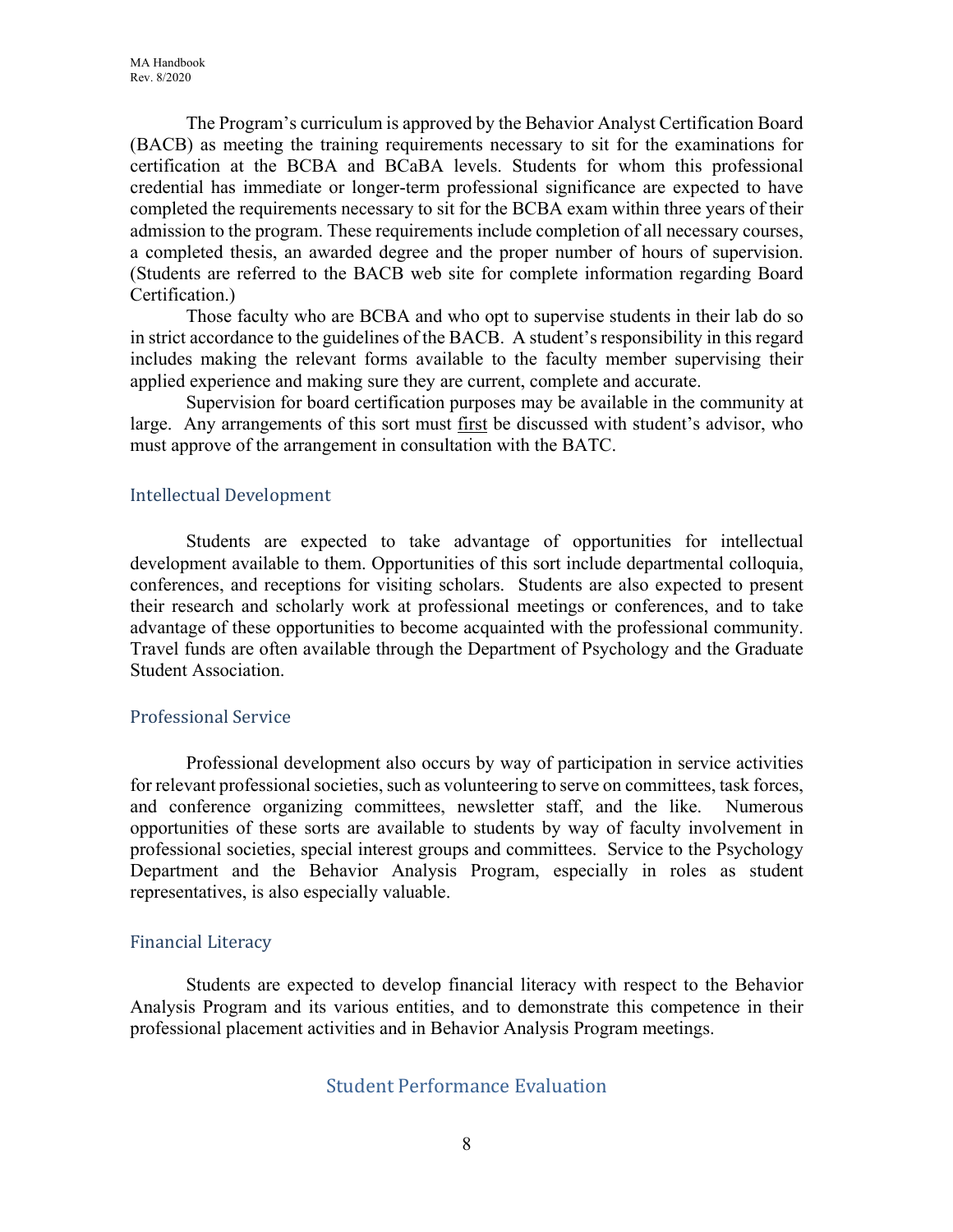The Program's curriculum is approved by the Behavior Analyst Certification Board (BACB) as meeting the training requirements necessary to sit for the examinations for certification at the BCBA and BCaBA levels. Students for whom this professional credential has immediate or longer-term professional significance are expected to have completed the requirements necessary to sit for the BCBA exam within three years of their admission to the program. These requirements include completion of all necessary courses, a completed thesis, an awarded degree and the proper number of hours of supervision. (Students are referred to the BACB web site for complete information regarding Board Certification.)

Those faculty who are BCBA and who opt to supervise students in their lab do so in strict accordance to the guidelines of the BACB. A student's responsibility in this regard includes making the relevant forms available to the faculty member supervising their applied experience and making sure they are current, complete and accurate.

Supervision for board certification purposes may be available in the community at large. Any arrangements of this sort must <u>first</u> be discussed with student's advisor, who must approve of the arrangement in consultation with the BATC.

### Intellectual Development

Students are expected to take advantage of opportunities for intellectual development available to them. Opportunities of this sort include departmental colloquia, conferences, and receptions for visiting scholars. Students are also expected to present their research and scholarly work at professional meetings or conferences, and to take advantage of these opportunities to become acquainted with the professional community. Travel funds are often available through the Department of Psychology and the Graduate Student Association.

### Professional Service

Professional development also occurs by way of participation in service activities for relevant professional societies, such as volunteering to serve on committees, task forces, and conference organizing committees, newsletter staff, and the like. Numerous opportunities of these sorts are available to students by way of faculty involvement in professional societies, special interest groups and committees. Service to the Psychology Department and the Behavior Analysis Program, especially in roles as student representatives, is also especially valuable.

### Financial Literacy

Students are expected to develop financial literacy with respect to the Behavior Analysis Program and its various entities, and to demonstrate this competence in their professional placement activities and in Behavior Analysis Program meetings.

## Student Performance Evaluation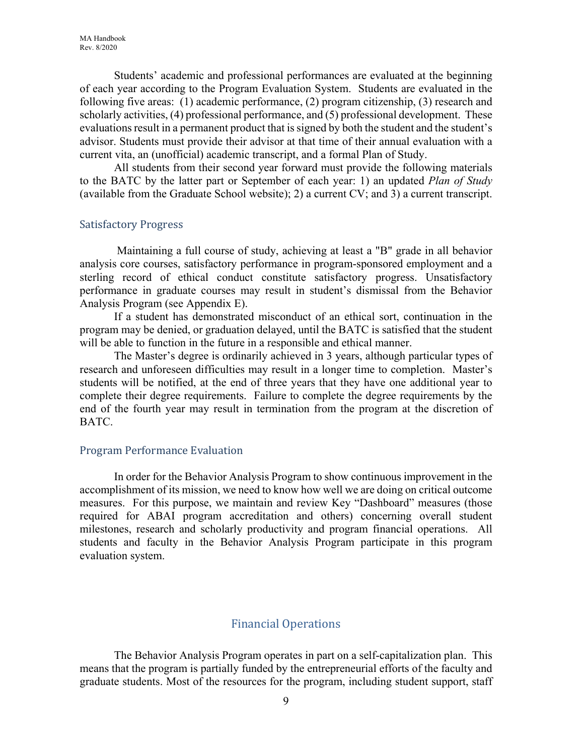Students' academic and professional performances are evaluated at the beginning of each year according to the Program Evaluation System. Students are evaluated in the following five areas: (1) academic performance, (2) program citizenship, (3) research and scholarly activities, (4) professional performance, and (5) professional development. These evaluations result in a permanent product that is signed by both the student and the student's advisor. Students must provide their advisor at that time of their annual evaluation with a current vita, an (unofficial) academic transcript, and a formal Plan of Study.

All students from their second year forward must provide the following materials to the BATC by the latter part or September of each year: 1) an updated *Plan of Study* (available from the Graduate School website); 2) a current CV; and 3) a current transcript.

## Satisfactory Progress

Maintaining a full course of study, achieving at least a "B" grade in all behavior analysis core courses, satisfactory performance in program-sponsored employment and a sterling record of ethical conduct constitute satisfactory progress. Unsatisfactory performance in graduate courses may result in student's dismissal from the Behavior Analysis Program (see Appendix E).

If a student has demonstrated misconduct of an ethical sort, continuation in the program may be denied, or graduation delayed, until the BATC is satisfied that the student will be able to function in the future in a responsible and ethical manner.

The Master's degree is ordinarily achieved in 3 years, although particular types of research and unforeseen difficulties may result in a longer time to completion. Master's students will be notified, at the end of three years that they have one additional year to complete their degree requirements. Failure to complete the degree requirements by the end of the fourth year may result in termination from the program at the discretion of BATC.

## Program Performance Evaluation

In order for the Behavior Analysis Program to show continuous improvement in the accomplishment of its mission, we need to know how well we are doing on critical outcome measures. For this purpose, we maintain and review Key "Dashboard" measures (those required for ABAI program accreditation and others) concerning overall student milestones, research and scholarly productivity and program financial operations. All students and faculty in the Behavior Analysis Program participate in this program evaluation system.

# Financial Operations

The Behavior Analysis Program operates in part on a self-capitalization plan. This means that the program is partially funded by the entrepreneurial efforts of the faculty and graduate students. Most of the resources for the program, including student support, staff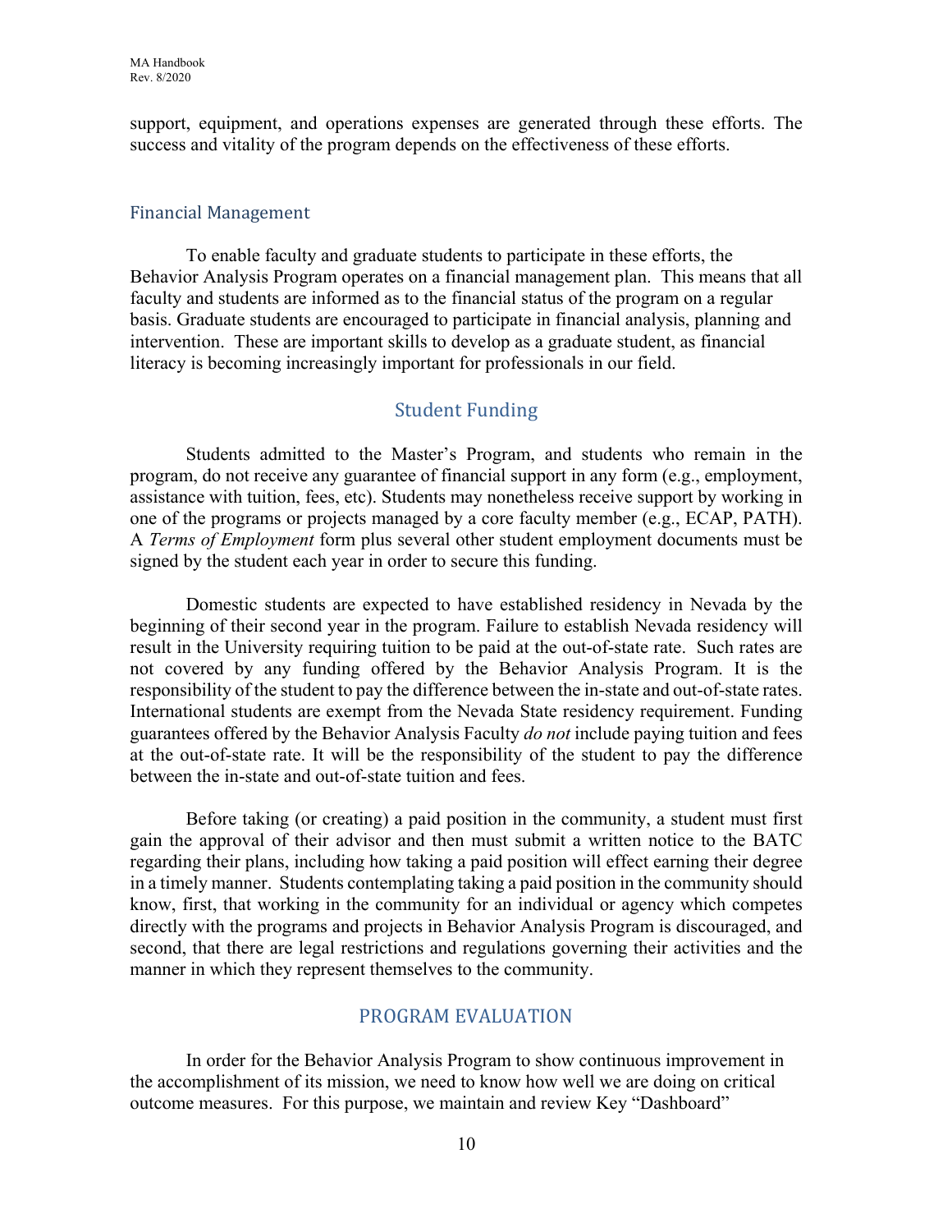support, equipment, and operations expenses are generated through these efforts. The success and vitality of the program depends on the effectiveness of these efforts.

### Financial Management

To enable faculty and graduate students to participate in these efforts, the Behavior Analysis Program operates on a financial management plan. This means that all faculty and students are informed as to the financial status of the program on a regular basis. Graduate students are encouraged to participate in financial analysis, planning and intervention. These are important skills to develop as a graduate student, as financial literacy is becoming increasingly important for professionals in our field.

## Student Funding

Students admitted to the Master's Program, and students who remain in the program, do not receive any guarantee of financial support in any form (e.g., employment, assistance with tuition, fees, etc). Students may nonetheless receive support by working in one of the programs or projects managed by a core faculty member (e.g., ECAP, PATH). A *Terms of Employment* form plus several other student employment documents must be signed by the student each year in order to secure this funding.

Domestic students are expected to have established residency in Nevada by the beginning of their second year in the program. Failure to establish Nevada residency will result in the University requiring tuition to be paid at the out-of-state rate. Such rates are not covered by any funding offered by the Behavior Analysis Program. It is the responsibility of the student to pay the difference between the in-state and out-of-state rates. International students are exempt from the Nevada State residency requirement. Funding guarantees offered by the Behavior Analysis Faculty *do not* include paying tuition and fees at the out-of-state rate. It will be the responsibility of the student to pay the difference between the in-state and out-of-state tuition and fees.

Before taking (or creating) a paid position in the community, a student must first gain the approval of their advisor and then must submit a written notice to the BATC regarding their plans, including how taking a paid position will effect earning their degree in a timely manner. Students contemplating taking a paid position in the community should know, first, that working in the community for an individual or agency which competes directly with the programs and projects in Behavior Analysis Program is discouraged, and second, that there are legal restrictions and regulations governing their activities and the manner in which they represent themselves to the community.

## PROGRAM EVALUATION

In order for the Behavior Analysis Program to show continuous improvement in the accomplishment of its mission, we need to know how well we are doing on critical outcome measures. For this purpose, we maintain and review Key "Dashboard"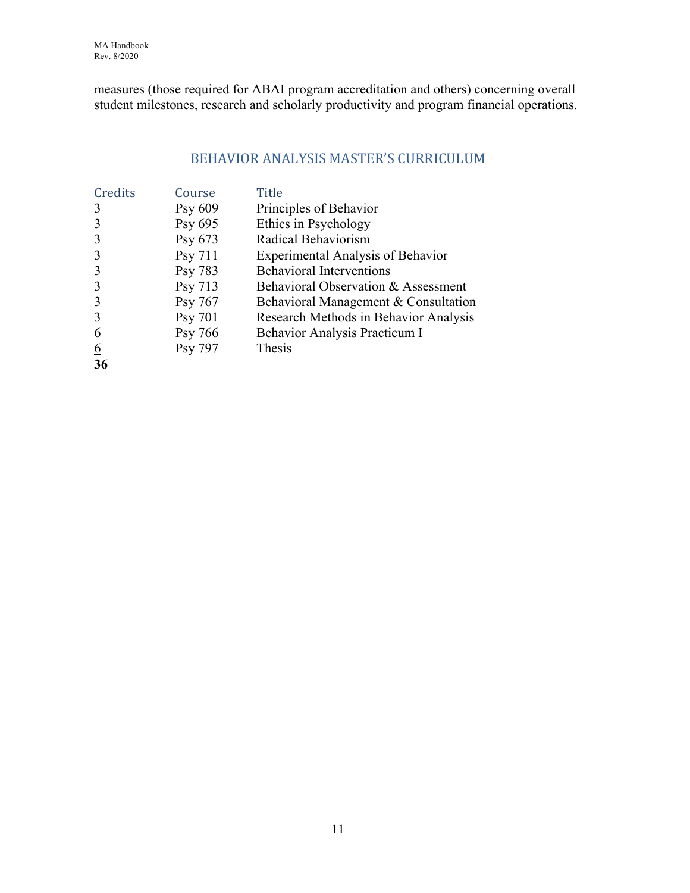measures (those required for ABAI program accreditation and others) concerning overall student milestones, research and scholarly productivity and program financial operations.

## BEHAVIOR ANALYSIS MASTER'S CURRICULUM

| Credits | Course | Title |
|---|---|---|
| 3 | Psy 609 | Principles of Behavior |
| 3 | Psy 695 | Ethics in Psychology |
| 3 | Psy 673 | Radical Behaviorism |
| 3 | Psy 711 | Experimental Analysis of Behavior |
| 3 | Psy 783 | Behavioral Interventions |
| 3 | Psy 713 | Behavioral Observation & Assessment |
| 3 | Psy 767 | Behavioral Management & Consultation |
| 3 | Psy 701 | Research Methods in Behavior Analysis |
| 6 | Psy 766 | Behavior Analysis Practicum I |
| 6 | Psy 797 | Thesis |
| **36** | | |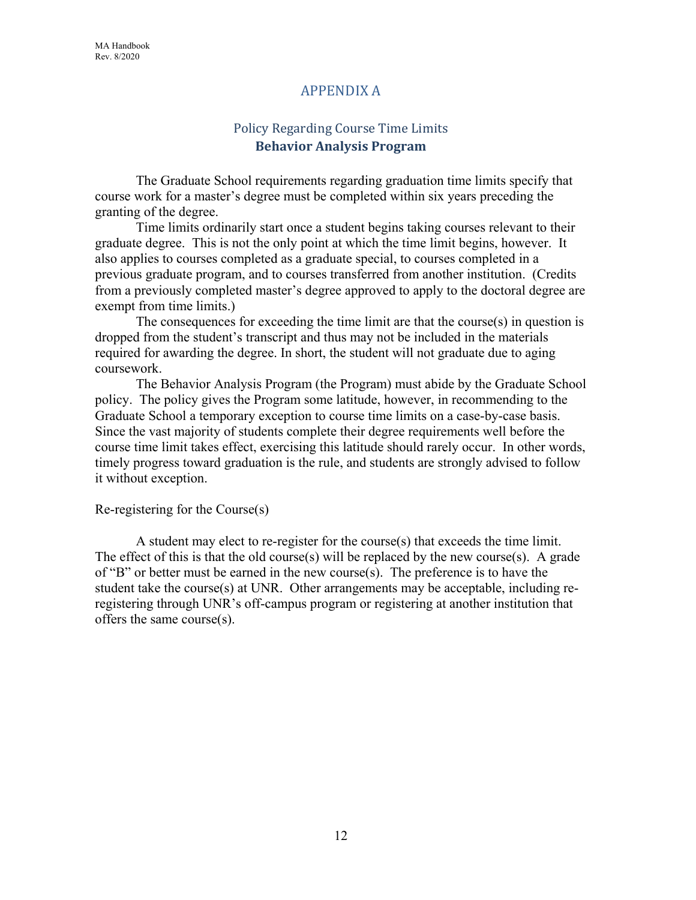# APPENDIX A

## Policy Regarding Course Time Limits
## **Behavior Analysis Program**

The Graduate School requirements regarding graduation time limits specify that course work for a master's degree must be completed within six years preceding the granting of the degree.

Time limits ordinarily start once a student begins taking courses relevant to their graduate degree. This is not the only point at which the time limit begins, however. It also applies to courses completed as a graduate special, to courses completed in a previous graduate program, and to courses transferred from another institution. (Credits from a previously completed master's degree approved to apply to the doctoral degree are exempt from time limits.)

The consequences for exceeding the time limit are that the course(s) in question is dropped from the student's transcript and thus may not be included in the materials required for awarding the degree. In short, the student will not graduate due to aging coursework.

The Behavior Analysis Program (the Program) must abide by the Graduate School policy. The policy gives the Program some latitude, however, in recommending to the Graduate School a temporary exception to course time limits on a case-by-case basis. Since the vast majority of students complete their degree requirements well before the course time limit takes effect, exercising this latitude should rarely occur. In other words, timely progress toward graduation is the rule, and students are strongly advised to follow it without exception.

Re-registering for the Course(s)

A student may elect to re-register for the course(s) that exceeds the time limit. The effect of this is that the old course(s) will be replaced by the new course(s). A grade of "B" or better must be earned in the new course(s). The preference is to have the student take the course(s) at UNR. Other arrangements may be acceptable, including re-registering through UNR's off-campus program or registering at another institution that offers the same course(s).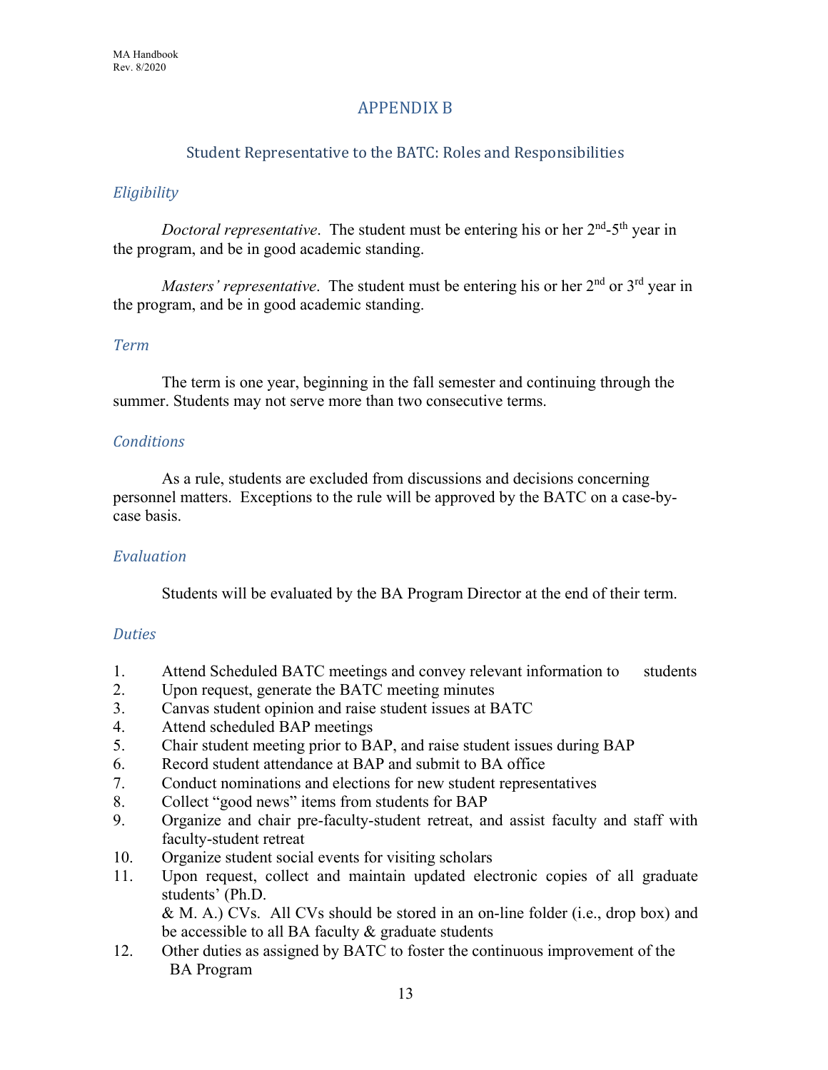# APPENDIX B

## Student Representative to the BATC: Roles and Responsibilities

### *Eligibility*

*Doctoral representative*. The student must be entering his or her 2nd-5th year in the program, and be in good academic standing.

*Masters' representative*. The student must be entering his or her 2nd or 3rd year in the program, and be in good academic standing.

### *Term*

The term is one year, beginning in the fall semester and continuing through the summer. Students may not serve more than two consecutive terms.

### *Conditions*

As a rule, students are excluded from discussions and decisions concerning personnel matters. Exceptions to the rule will be approved by the BATC on a case-by-case basis.

### *Evaluation*

Students will be evaluated by the BA Program Director at the end of their term.

### *Duties*

1. Attend Scheduled BATC meetings and convey relevant information to students
2. Upon request, generate the BATC meeting minutes
3. Canvas student opinion and raise student issues at BATC
4. Attend scheduled BAP meetings
5. Chair student meeting prior to BAP, and raise student issues during BAP
6. Record student attendance at BAP and submit to BA office
7. Conduct nominations and elections for new student representatives
8. Collect "good news" items from students for BAP
9. Organize and chair pre-faculty-student retreat, and assist faculty and staff with faculty-student retreat
10. Organize student social events for visiting scholars
11. Upon request, collect and maintain updated electronic copies of all graduate students' (Ph.D. & M. A.) CVs. All CVs should be stored in an on-line folder (i.e., drop box) and be accessible to all BA faculty & graduate students
12. Other duties as assigned by BATC to foster the continuous improvement of the BA Program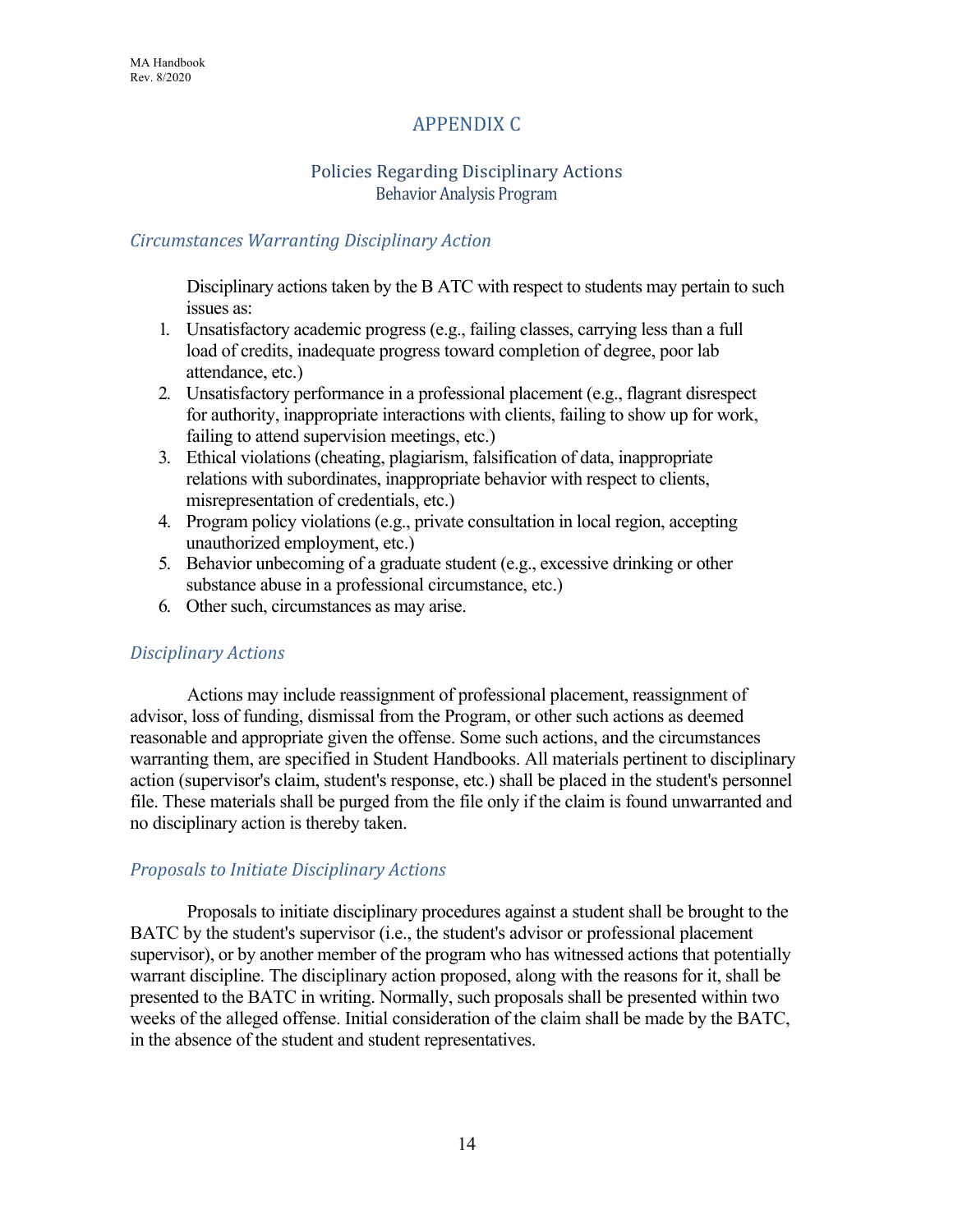# APPENDIX C

## Policies Regarding Disciplinary Actions
### Behavior Analysis Program

### *Circumstances Warranting Disciplinary Action*

Disciplinary actions taken by the B ATC with respect to students may pertain to such issues as:

1. Unsatisfactory academic progress (e.g., failing classes, carrying less than a full load of credits, inadequate progress toward completion of degree, poor lab attendance, etc.)
2. Unsatisfactory performance in a professional placement (e.g., flagrant disrespect for authority, inappropriate interactions with clients, failing to show up for work, failing to attend supervision meetings, etc.)
3. Ethical violations (cheating, plagiarism, falsification of data, inappropriate relations with subordinates, inappropriate behavior with respect to clients, misrepresentation of credentials, etc.)
4. Program policy violations (e.g., private consultation in local region, accepting unauthorized employment, etc.)
5. Behavior unbecoming of a graduate student (e.g., excessive drinking or other substance abuse in a professional circumstance, etc.)
6. Other such, circumstances as may arise.

### *Disciplinary Actions*

Actions may include reassignment of professional placement, reassignment of advisor, loss of funding, dismissal from the Program, or other such actions as deemed reasonable and appropriate given the offense. Some such actions, and the circumstances warranting them, are specified in Student Handbooks. All materials pertinent to disciplinary action (supervisor's claim, student's response, etc.) shall be placed in the student's personnel file. These materials shall be purged from the file only if the claim is found unwarranted and no disciplinary action is thereby taken.

### *Proposals to Initiate Disciplinary Actions*

Proposals to initiate disciplinary procedures against a student shall be brought to the BATC by the student's supervisor (i.e., the student's advisor or professional placement supervisor), or by another member of the program who has witnessed actions that potentially warrant discipline. The disciplinary action proposed, along with the reasons for it, shall be presented to the BATC in writing. Normally, such proposals shall be presented within two weeks of the alleged offense. Initial consideration of the claim shall be made by the BATC, in the absence of the student and student representatives.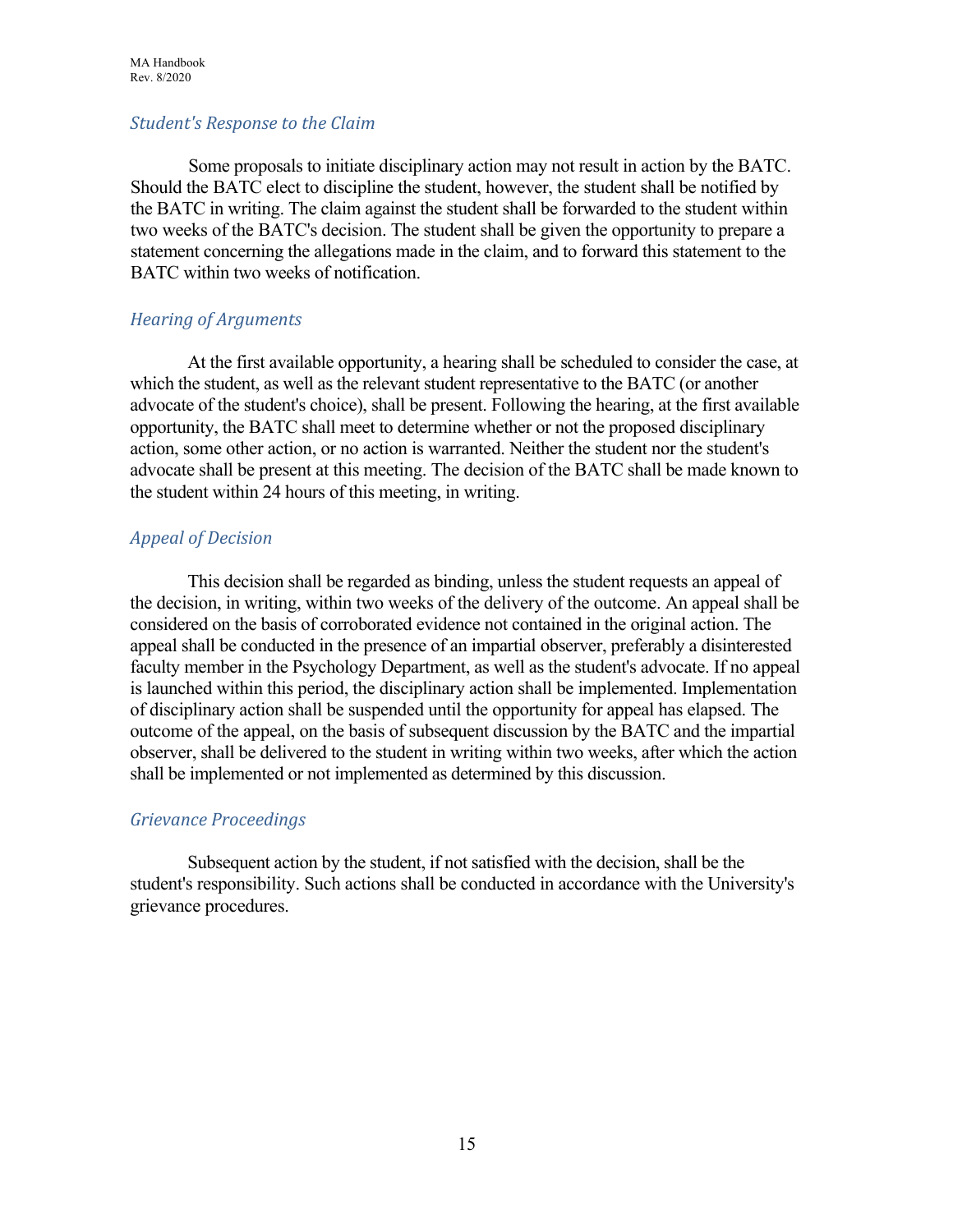### *Student's Response to the Claim*

Some proposals to initiate disciplinary action may not result in action by the BATC. Should the BATC elect to discipline the student, however, the student shall be notified by the BATC in writing. The claim against the student shall be forwarded to the student within two weeks of the BATC's decision. The student shall be given the opportunity to prepare a statement concerning the allegations made in the claim, and to forward this statement to the BATC within two weeks of notification.

### *Hearing of Arguments*

At the first available opportunity, a hearing shall be scheduled to consider the case, at which the student, as well as the relevant student representative to the BATC (or another advocate of the student's choice), shall be present. Following the hearing, at the first available opportunity, the BATC shall meet to determine whether or not the proposed disciplinary action, some other action, or no action is warranted. Neither the student nor the student's advocate shall be present at this meeting. The decision of the BATC shall be made known to the student within 24 hours of this meeting, in writing.

### *Appeal of Decision*

This decision shall be regarded as binding, unless the student requests an appeal of the decision, in writing, within two weeks of the delivery of the outcome. An appeal shall be considered on the basis of corroborated evidence not contained in the original action. The appeal shall be conducted in the presence of an impartial observer, preferably a disinterested faculty member in the Psychology Department, as well as the student's advocate. If no appeal is launched within this period, the disciplinary action shall be implemented. Implementation of disciplinary action shall be suspended until the opportunity for appeal has elapsed. The outcome of the appeal, on the basis of subsequent discussion by the BATC and the impartial observer, shall be delivered to the student in writing within two weeks, after which the action shall be implemented or not implemented as determined by this discussion.

### *Grievance Proceedings*

Subsequent action by the student, if not satisfied with the decision, shall be the student's responsibility. Such actions shall be conducted in accordance with the University's grievance procedures.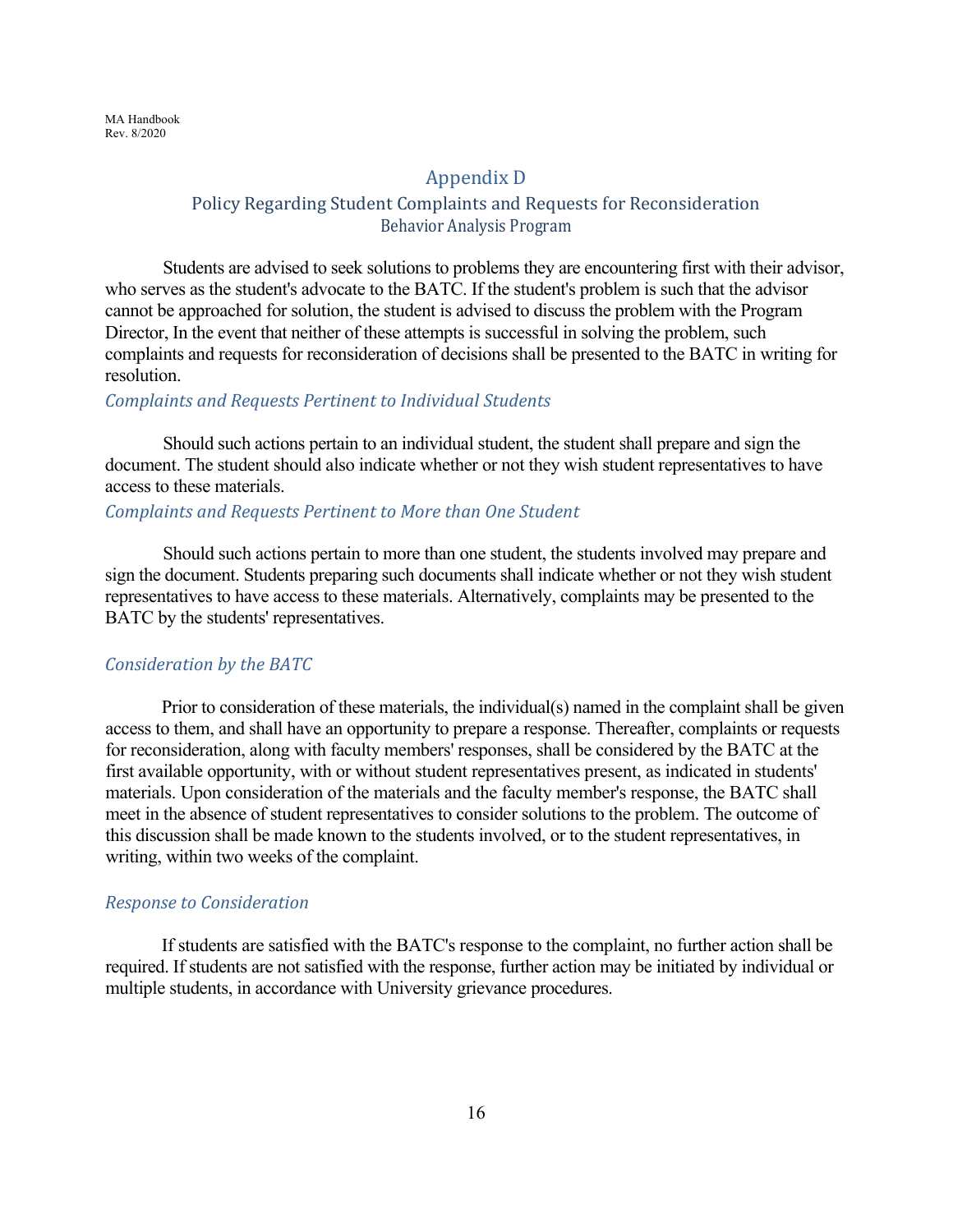# Appendix D

## Policy Regarding Student Complaints and Requests for Reconsideration

### Behavior Analysis Program

Students are advised to seek solutions to problems they are encountering first with their advisor, who serves as the student's advocate to the BATC. If the student's problem is such that the advisor cannot be approached for solution, the student is advised to discuss the problem with the Program Director, In the event that neither of these attempts is successful in solving the problem, such complaints and requests for reconsideration of decisions shall be presented to the BATC in writing for resolution.

*Complaints and Requests Pertinent to Individual Students*

Should such actions pertain to an individual student, the student shall prepare and sign the document. The student should also indicate whether or not they wish student representatives to have access to these materials.

*Complaints and Requests Pertinent to More than One Student*

Should such actions pertain to more than one student, the students involved may prepare and sign the document. Students preparing such documents shall indicate whether or not they wish student representatives to have access to these materials. Alternatively, complaints may be presented to the BATC by the students' representatives.

*Consideration by the BATC*

Prior to consideration of these materials, the individual(s) named in the complaint shall be given access to them, and shall have an opportunity to prepare a response. Thereafter, complaints or requests for reconsideration, along with faculty members' responses, shall be considered by the BATC at the first available opportunity, with or without student representatives present, as indicated in students' materials. Upon consideration of the materials and the faculty member's response, the BATC shall meet in the absence of student representatives to consider solutions to the problem. The outcome of this discussion shall be made known to the students involved, or to the student representatives, in writing, within two weeks of the complaint.

*Response to Consideration*

If students are satisfied with the BATC's response to the complaint, no further action shall be required. If students are not satisfied with the response, further action may be initiated by individual or multiple students, in accordance with University grievance procedures.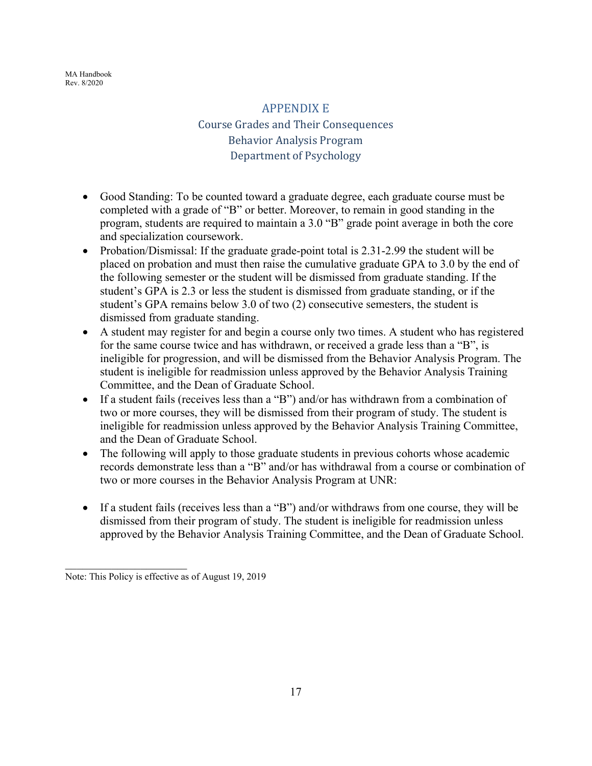# APPENDIX E

## Course Grades and Their Consequences
## Behavior Analysis Program
## Department of Psychology

- Good Standing: To be counted toward a graduate degree, each graduate course must be completed with a grade of "B" or better. Moreover, to remain in good standing in the program, students are required to maintain a 3.0 "B" grade point average in both the core and specialization coursework.
- Probation/Dismissal: If the graduate grade-point total is 2.31-2.99 the student will be placed on probation and must then raise the cumulative graduate GPA to 3.0 by the end of the following semester or the student will be dismissed from graduate standing. If the student's GPA is 2.3 or less the student is dismissed from graduate standing, or if the student's GPA remains below 3.0 of two (2) consecutive semesters, the student is dismissed from graduate standing.
- A student may register for and begin a course only two times. A student who has registered for the same course twice and has withdrawn, or received a grade less than a "B", is ineligible for progression, and will be dismissed from the Behavior Analysis Program. The student is ineligible for readmission unless approved by the Behavior Analysis Training Committee, and the Dean of Graduate School.
- If a student fails (receives less than a "B") and/or has withdrawn from a combination of two or more courses, they will be dismissed from their program of study. The student is ineligible for readmission unless approved by the Behavior Analysis Training Committee, and the Dean of Graduate School.
- The following will apply to those graduate students in previous cohorts whose academic records demonstrate less than a "B" and/or has withdrawal from a course or combination of two or more courses in the Behavior Analysis Program at UNR:

- If a student fails (receives less than a "B") and/or withdraws from one course, they will be dismissed from their program of study. The student is ineligible for readmission unless approved by the Behavior Analysis Training Committee, and the Dean of Graduate School.

---

Note: This Policy is effective as of August 19, 2019